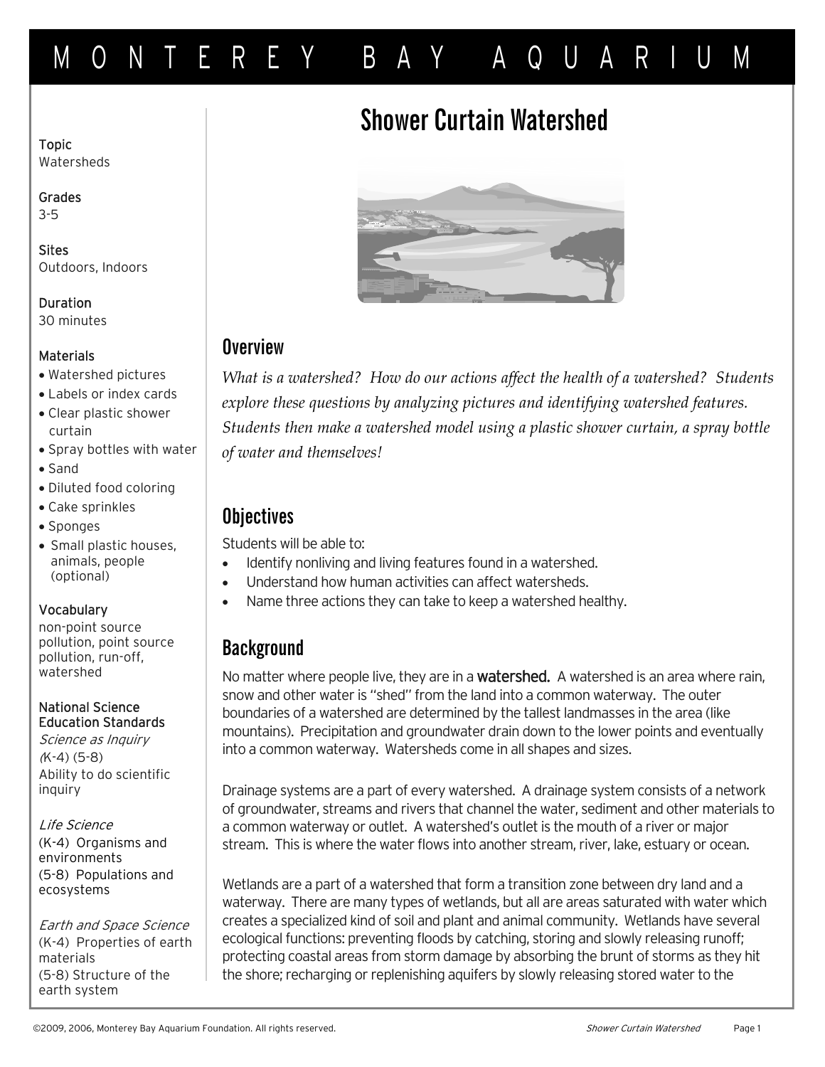# Shower Curtain Watershed

**Topic**
Watersheds

**Grades**
3-5

**Sites**
Outdoors, Indoors

**Duration**
30 minutes

**Materials**
- Watershed pictures
- Labels or index cards
- Clear plastic shower curtain
- Spray bottles with water
- Sand
- Diluted food coloring
- Cake sprinkles
- Sponges
- Small plastic houses, animals, people (optional)

**Vocabulary**
non-point source pollution, point source pollution, run-off, watershed

**National Science Education Standards**

*Science as Inquiry*
(K-4) (5-8)
Ability to do scientific inquiry

*Life Science*
(K-4) Organisms and environments
(5-8) Populations and ecosystems

*Earth and Space Science*
(K-4) Properties of earth materials
(5-8) Structure of the earth system

## Overview

*What is a watershed? How do our actions affect the health of a watershed? Students explore these questions by analyzing pictures and identifying watershed features. Students then make a watershed model using a plastic shower curtain, a spray bottle of water and themselves!*

## Objectives

Students will be able to:

- Identify nonliving and living features found in a watershed.
- Understand how human activities can affect watersheds.
- Name three actions they can take to keep a watershed healthy.

## Background

No matter where people live, they are in a **watershed.** A watershed is an area where rain, snow and other water is "shed" from the land into a common waterway. The outer boundaries of a watershed are determined by the tallest landmasses in the area (like mountains). Precipitation and groundwater drain down to the lower points and eventually into a common waterway. Watersheds come in all shapes and sizes.

Drainage systems are a part of every watershed. A drainage system consists of a network of groundwater, streams and rivers that channel the water, sediment and other materials to a common waterway or outlet. A watershed's outlet is the mouth of a river or major stream. This is where the water flows into another stream, river, lake, estuary or ocean.

Wetlands are a part of a watershed that form a transition zone between dry land and a waterway. There are many types of wetlands, but all are areas saturated with water which creates a specialized kind of soil and plant and animal community. Wetlands have several ecological functions: preventing floods by catching, storing and slowly releasing runoff; protecting coastal areas from storm damage by absorbing the brunt of storms as they hit the shore; recharging or replenishing aquifers by slowly releasing stored water to the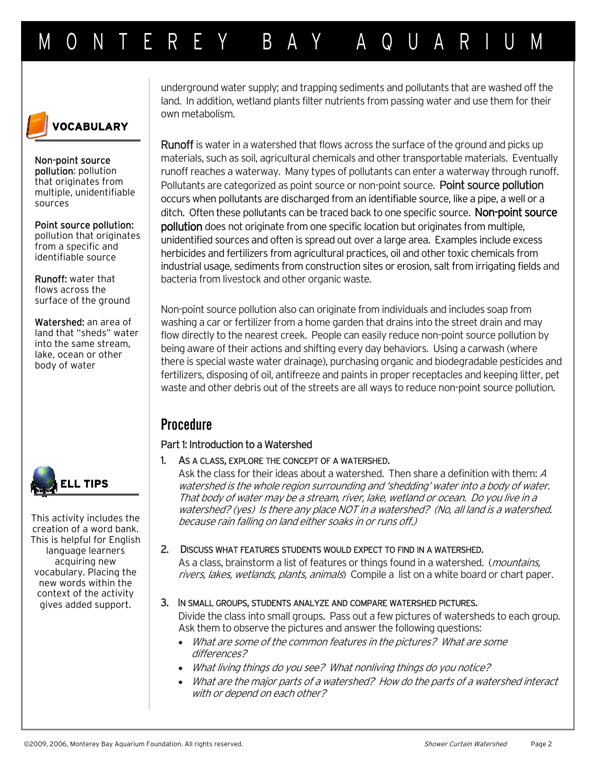underground water supply; and trapping sediments and pollutants that are washed off the land. In addition, wetland plants filter nutrients from passing water and use them for their own metabolism.

**Runoff** is water in a watershed that flows across the surface of the ground and picks up materials, such as soil, agricultural chemicals and other transportable materials. Eventually runoff reaches a waterway. Many types of pollutants can enter a waterway through runoff. Pollutants are categorized as point source or non-point source. **Point source pollution** occurs when pollutants are discharged from an identifiable source, like a pipe, a well or a ditch. Often these pollutants can be traced back to one specific source. **Non-point source pollution** does not originate from one specific location but originates from multiple, unidentified sources and often is spread out over a large area. Examples include excess herbicides and fertilizers from agricultural practices, oil and other toxic chemicals from industrial usage, sediments from construction sites or erosion, salt from irrigating fields and bacteria from livestock and other organic waste.

Non-point source pollution also can originate from individuals and includes soap from washing a car or fertilizer from a home garden that drains into the street drain and may flow directly to the nearest creek. People can easily reduce non-point source pollution by being aware of their actions and shifting every day behaviors. Using a carwash (where there is special waste water drainage), purchasing organic and biodegradable pesticides and fertilizers, disposing of oil, antifreeze and paints in proper receptacles and keeping litter, pet waste and other debris out of the streets are all ways to reduce non-point source pollution.

## Procedure

### Part 1: Introduction to a Watershed

1. **As a class, explore the concept of a watershed.**
   Ask the class for their ideas about a watershed. Then share a definition with them: *A watershed is the whole region surrounding and 'shedding' water into a body of water. That body of water may be a stream, river, lake, wetland or ocean. Do you live in a watershed? (yes) Is there any place NOT in a watershed? (No, all land is a watershed. because rain falling on land either soaks in or runs off.)*

2. **Discuss what features students would expect to find in a watershed.**
   As a class, brainstorm a list of features or things found in a watershed. (*mountains, rivers, lakes, wetlands, plants, animals*) Compile a list on a white board or chart paper.

3. **In small groups, students analyze and compare watershed pictures.**
   Divide the class into small groups. Pass out a few pictures of watersheds to each group. Ask them to observe the pictures and answer the following questions:
   - *What are some of the common features in the pictures? What are some differences?*
   - *What living things do you see? What nonliving things do you notice?*
   - *What are the major parts of a watershed? How do the parts of a watershed interact with or depend on each other?*

### VOCABULARY

**Non-point source pollution**: pollution that originates from multiple, unidentifiable sources

**Point source pollution:** pollution that originates from a specific and identifiable source

**Runoff:** water that flows across the surface of the ground

**Watershed:** an area of land that "sheds" water into the same stream, lake, ocean or other body of water

### ELL TIPS

This activity includes the creation of a word bank. This is helpful for English language learners acquiring new vocabulary. Placing the new words within the context of the activity gives added support.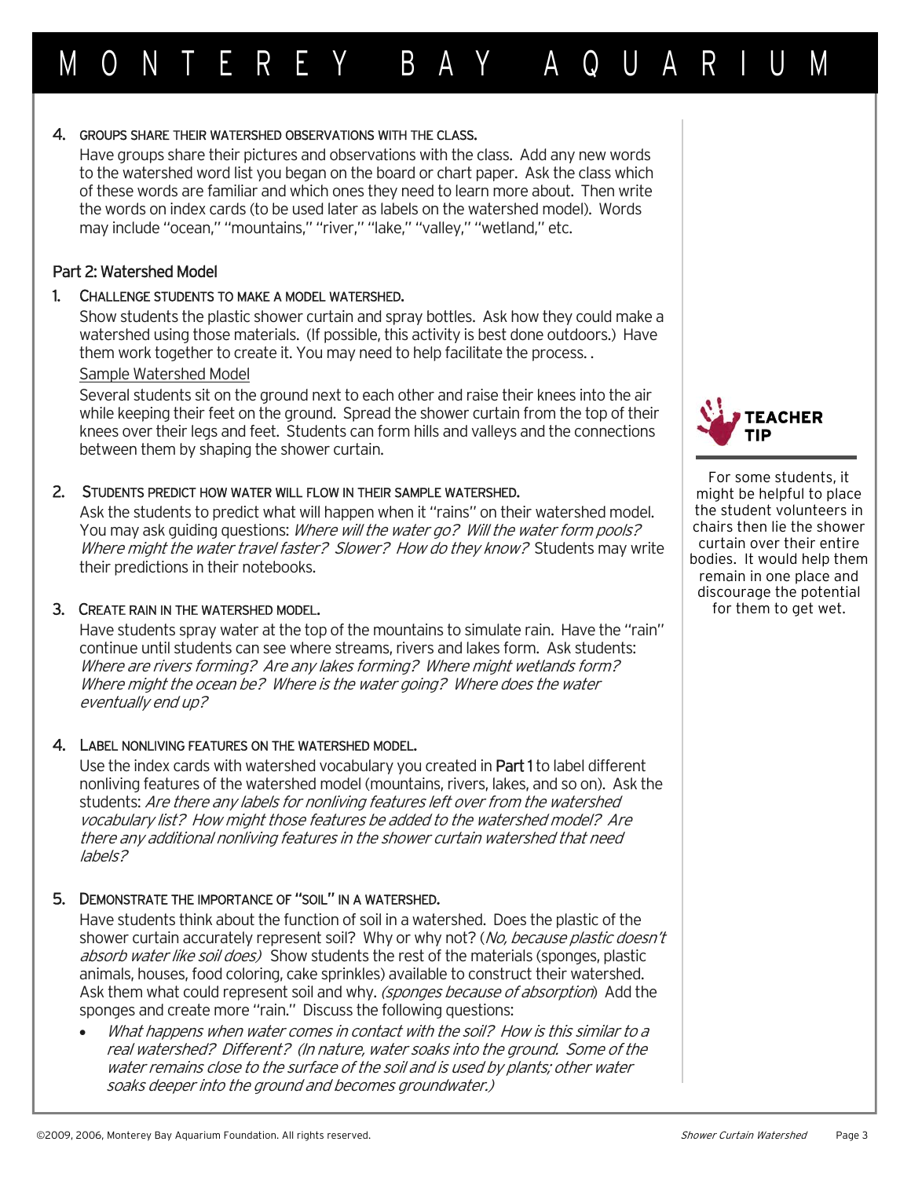4. **GROUPS SHARE THEIR WATERSHED OBSERVATIONS WITH THE CLASS.**

   Have groups share their pictures and observations with the class. Add any new words to the watershed word list you began on the board or chart paper. Ask the class which of these words are familiar and which ones they need to learn more about. Then write the words on index cards (to be used later as labels on the watershed model). Words may include "ocean," "mountains," "river," "lake," "valley," "wetland," etc.

## Part 2: Watershed Model

1. **CHALLENGE STUDENTS TO MAKE A MODEL WATERSHED.**

   Show students the plastic shower curtain and spray bottles. Ask how they could make a watershed using those materials. (If possible, this activity is best done outdoors.) Have them work together to create it. You may need to help facilitate the process. .

   Sample Watershed Model

   Several students sit on the ground next to each other and raise their knees into the air while keeping their feet on the ground. Spread the shower curtain from the top of their knees over their legs and feet. Students can form hills and valleys and the connections between them by shaping the shower curtain.

2. **STUDENTS PREDICT HOW WATER WILL FLOW IN THEIR SAMPLE WATERSHED.**

   Ask the students to predict what will happen when it "rains" on their watershed model. You may ask guiding questions: *Where will the water go? Will the water form pools? Where might the water travel faster? Slower? How do they know?* Students may write their predictions in their notebooks.

3. **CREATE RAIN IN THE WATERSHED MODEL.**

   Have students spray water at the top of the mountains to simulate rain. Have the "rain" continue until students can see where streams, rivers and lakes form. Ask students: *Where are rivers forming? Are any lakes forming? Where might wetlands form? Where might the ocean be? Where is the water going? Where does the water eventually end up?*

4. **LABEL NONLIVING FEATURES ON THE WATERSHED MODEL.**

   Use the index cards with watershed vocabulary you created in **Part 1** to label different nonliving features of the watershed model (mountains, rivers, lakes, and so on). Ask the students: *Are there any labels for nonliving features left over from the watershed vocabulary list? How might those features be added to the watershed model? Are there any additional nonliving features in the shower curtain watershed that need labels?*

5. **DEMONSTRATE THE IMPORTANCE OF "SOIL" IN A WATERSHED.**

   Have students think about the function of soil in a watershed. Does the plastic of the shower curtain accurately represent soil? Why or why not? (*No, because plastic doesn't absorb water like soil does)* Show students the rest of the materials (sponges, plastic animals, houses, food coloring, cake sprinkles) available to construct their watershed. Ask them what could represent soil and why. *(sponges because of absorption*) Add the sponges and create more "rain." Discuss the following questions:

   - *What happens when water comes in contact with the soil? How is this similar to a real watershed? Different? (In nature, water soaks into the ground. Some of the water remains close to the surface of the soil and is used by plants; other water soaks deeper into the ground and becomes groundwater.)*

**TEACHER TIP**

For some students, it might be helpful to place the student volunteers in chairs then lie the shower curtain over their entire bodies. It would help them remain in one place and discourage the potential for them to get wet.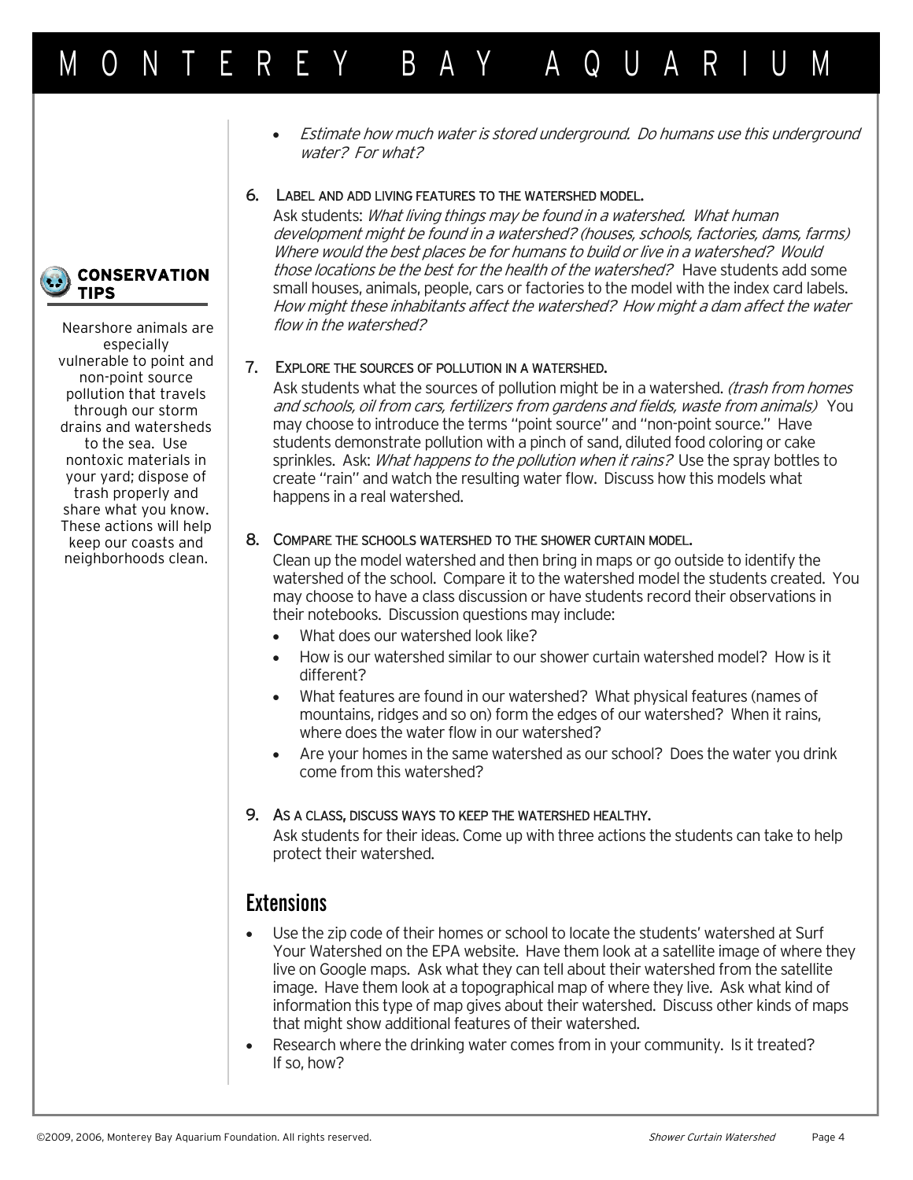- *Estimate how much water is stored underground. Do humans use this underground water? For what?*

6. **LABEL AND ADD LIVING FEATURES TO THE WATERSHED MODEL.**
   Ask students: *What living things may be found in a watershed. What human development might be found in a watershed? (houses, schools, factories, dams, farms) Where would the best places be for humans to build or live in a watershed? Would those locations be the best for the health of the watershed?* Have students add some small houses, animals, people, cars or factories to the model with the index card labels. *How might these inhabitants affect the watershed? How might a dam affect the water flow in the watershed?*

7. **EXPLORE THE SOURCES OF POLLUTION IN A WATERSHED.**
   Ask students what the sources of pollution might be in a watershed. *(trash from homes and schools, oil from cars, fertilizers from gardens and fields, waste from animals)* You may choose to introduce the terms "point source" and "non-point source." Have students demonstrate pollution with a pinch of sand, diluted food coloring or cake sprinkles. Ask: *What happens to the pollution when it rains?* Use the spray bottles to create "rain" and watch the resulting water flow. Discuss how this models what happens in a real watershed.

8. **COMPARE THE SCHOOLS WATERSHED TO THE SHOWER CURTAIN MODEL.**
   Clean up the model watershed and then bring in maps or go outside to identify the watershed of the school. Compare it to the watershed model the students created. You may choose to have a class discussion or have students record their observations in their notebooks. Discussion questions may include:
   - What does our watershed look like?
   - How is our watershed similar to our shower curtain watershed model? How is it different?
   - What features are found in our watershed? What physical features (names of mountains, ridges and so on) form the edges of our watershed? When it rains, where does the water flow in our watershed?
   - Are your homes in the same watershed as our school? Does the water you drink come from this watershed?

9. **AS A CLASS, DISCUSS WAYS TO KEEP THE WATERSHED HEALTHY.**
   Ask students for their ideas. Come up with three actions the students can take to help protect their watershed.

**CONSERVATION TIPS**

Nearshore animals are especially vulnerable to point and non-point source pollution that travels through our storm drains and watersheds to the sea. Use nontoxic materials in your yard; dispose of trash properly and share what you know. These actions will help keep our coasts and neighborhoods clean.

## Extensions

- Use the zip code of their homes or school to locate the students' watershed at Surf Your Watershed on the EPA website. Have them look at a satellite image of where they live on Google maps. Ask what they can tell about their watershed from the satellite image. Have them look at a topographical map of where they live. Ask what kind of information this type of map gives about their watershed. Discuss other kinds of maps that might show additional features of their watershed.
- Research where the drinking water comes from in your community. Is it treated? If so, how?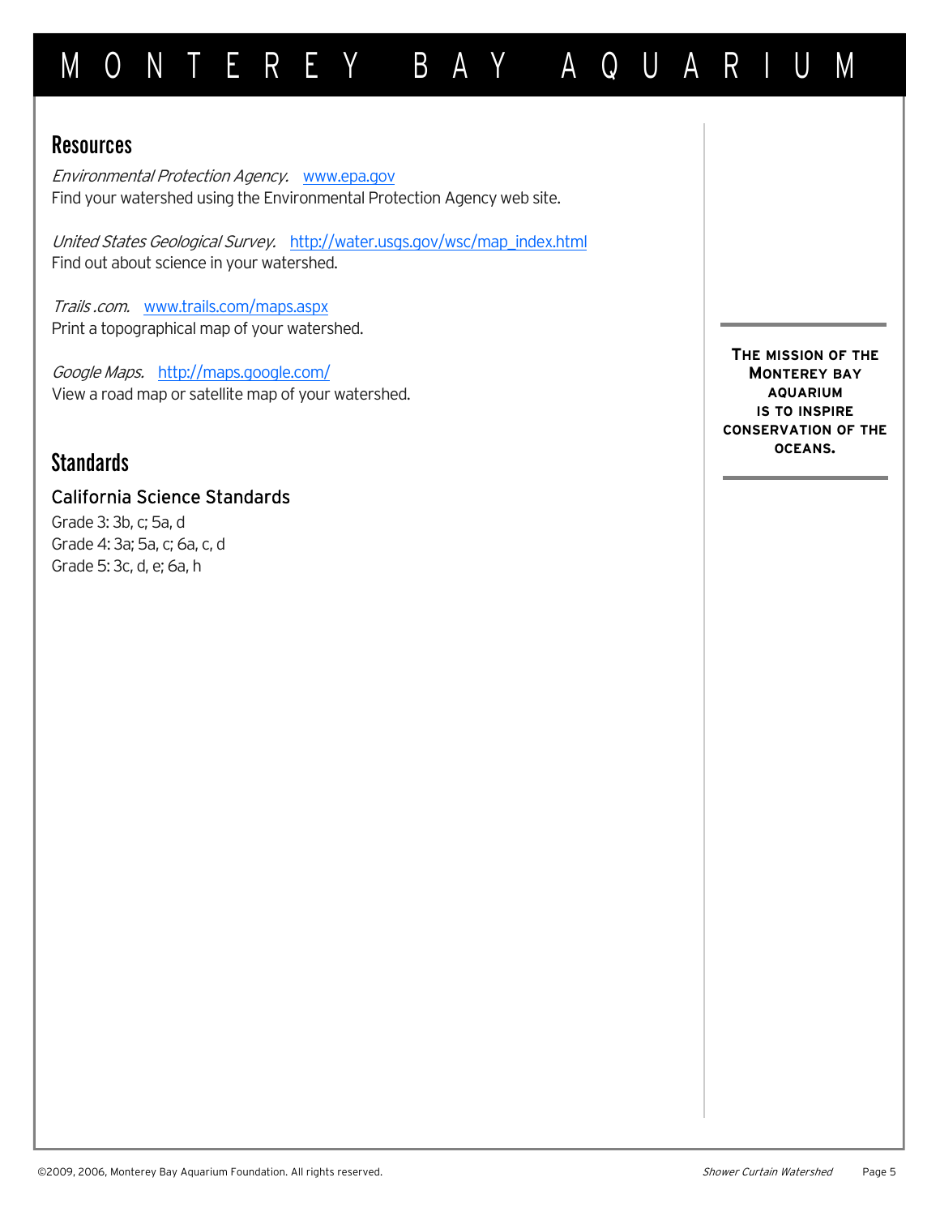## Resources

*Environmental Protection Agency.* www.epa.gov
Find your watershed using the Environmental Protection Agency web site.

*United States Geological Survey.* http://water.usgs.gov/wsc/map_index.html
Find out about science in your watershed.

*Trails.com.* www.trails.com/maps.aspx
Print a topographical map of your watershed.

*Google Maps.* http://maps.google.com/
View a road map or satellite map of your watershed.

## Standards

### California Science Standards

Grade 3: 3b, c; 5a, d
Grade 4: 3a; 5a, c; 6a, c, d
Grade 5: 3c, d, e; 6a, h

**The mission of the Monterey Bay Aquarium is to inspire conservation of the oceans.**